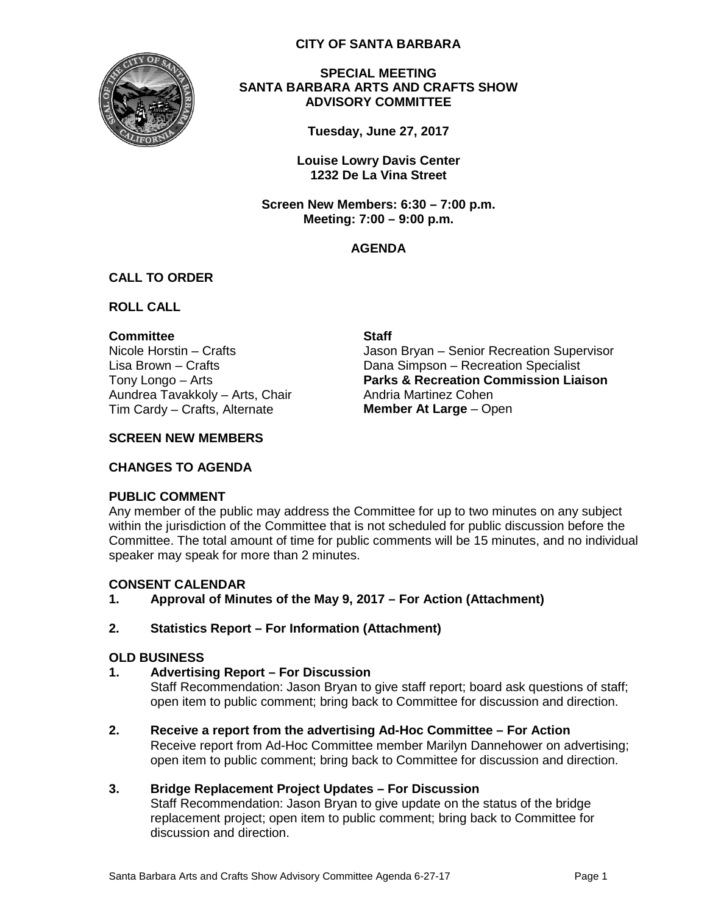**CITY OF SANTA BARBARA**

**SPECIAL MEETING**
**SANTA BARBARA ARTS AND CRAFTS SHOW ADVISORY COMMITTEE**

**Tuesday, June 27, 2017**

**Louise Lowry Davis Center**
**1232 De La Vina Street**

**Screen New Members: 6:30 – 7:00 p.m.**
**Meeting: 7:00 – 9:00 p.m.**

**AGENDA**

**CALL TO ORDER**

**ROLL CALL**

**Committee**
Nicole Horstin – Crafts
Lisa Brown – Crafts
Tony Longo – Arts
Aundrea Tavakkoly – Arts, Chair
Tim Cardy – Crafts, Alternate

**Staff**
Jason Bryan – Senior Recreation Supervisor
Dana Simpson – Recreation Specialist
**Parks & Recreation Commission Liaison**
Andria Martinez Cohen
**Member At Large** – Open

**SCREEN NEW MEMBERS**

**CHANGES TO AGENDA**

**PUBLIC COMMENT**
Any member of the public may address the Committee for up to two minutes on any subject within the jurisdiction of the Committee that is not scheduled for public discussion before the Committee. The total amount of time for public comments will be 15 minutes, and no individual speaker may speak for more than 2 minutes.

**CONSENT CALENDAR**

1. **Approval of Minutes of the May 9, 2017 – For Action (Attachment)**

2. **Statistics Report – For Information (Attachment)**

**OLD BUSINESS**

1. **Advertising Report – For Discussion**
   Staff Recommendation: Jason Bryan to give staff report; board ask questions of staff; open item to public comment; bring back to Committee for discussion and direction.

2. **Receive a report from the advertising Ad-Hoc Committee – For Action**
   Receive report from Ad-Hoc Committee member Marilyn Dannehower on advertising; open item to public comment; bring back to Committee for discussion and direction.

3. **Bridge Replacement Project Updates – For Discussion**
   Staff Recommendation: Jason Bryan to give update on the status of the bridge replacement project; open item to public comment; bring back to Committee for discussion and direction.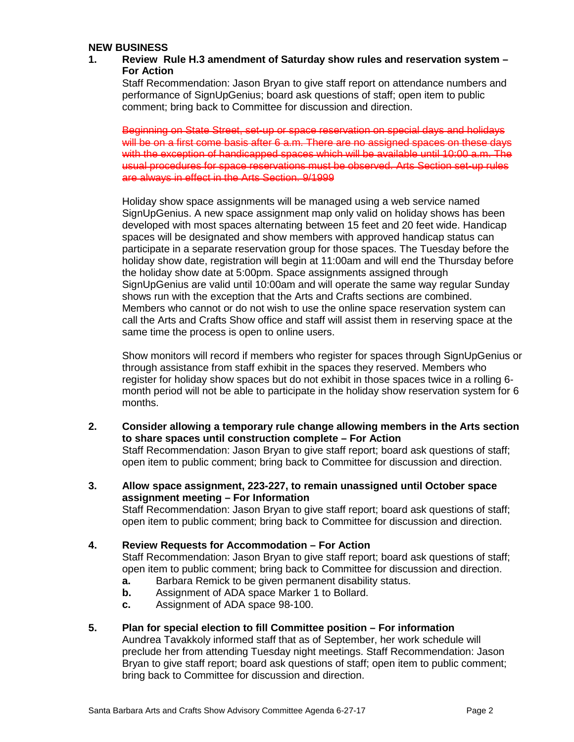**NEW BUSINESS**

1. **Review Rule H.3 amendment of Saturday show rules and reservation system – For Action**

   Staff Recommendation: Jason Bryan to give staff report on attendance numbers and performance of SignUpGenius; board ask questions of staff; open item to public comment; bring back to Committee for discussion and direction.

   ~~Beginning on State Street, set-up or space reservation on special days and holidays will be on a first come basis after 6 a.m. There are no assigned spaces on these days with the exception of handicapped spaces which will be available until 10:00 a.m. The usual procedures for space reservations must be observed. Arts Section set-up rules are always in effect in the Arts Section. 9/1999~~

   Holiday show space assignments will be managed using a web service named SignUpGenius. A new space assignment map only valid on holiday shows has been developed with most spaces alternating between 15 feet and 20 feet wide. Handicap spaces will be designated and show members with approved handicap status can participate in a separate reservation group for those spaces. The Tuesday before the holiday show date, registration will begin at 11:00am and will end the Thursday before the holiday show date at 5:00pm. Space assignments assigned through SignUpGenius are valid until 10:00am and will operate the same way regular Sunday shows run with the exception that the Arts and Crafts sections are combined. Members who cannot or do not wish to use the online space reservation system can call the Arts and Crafts Show office and staff will assist them in reserving space at the same time the process is open to online users.

   Show monitors will record if members who register for spaces through SignUpGenius or through assistance from staff exhibit in the spaces they reserved. Members who register for holiday show spaces but do not exhibit in those spaces twice in a rolling 6-month period will not be able to participate in the holiday show reservation system for 6 months.

2. **Consider allowing a temporary rule change allowing members in the Arts section to share spaces until construction complete – For Action**

   Staff Recommendation: Jason Bryan to give staff report; board ask questions of staff; open item to public comment; bring back to Committee for discussion and direction.

3. **Allow space assignment, 223-227, to remain unassigned until October space assignment meeting – For Information**

   Staff Recommendation: Jason Bryan to give staff report; board ask questions of staff; open item to public comment; bring back to Committee for discussion and direction.

4. **Review Requests for Accommodation – For Action**

   Staff Recommendation: Jason Bryan to give staff report; board ask questions of staff; open item to public comment; bring back to Committee for discussion and direction.

   a. Barbara Remick to be given permanent disability status.
   b. Assignment of ADA space Marker 1 to Bollard.
   c. Assignment of ADA space 98-100.

5. **Plan for special election to fill Committee position – For information**

   Aundrea Tavakkoly informed staff that as of September, her work schedule will preclude her from attending Tuesday night meetings. Staff Recommendation: Jason Bryan to give staff report; board ask questions of staff; open item to public comment; bring back to Committee for discussion and direction.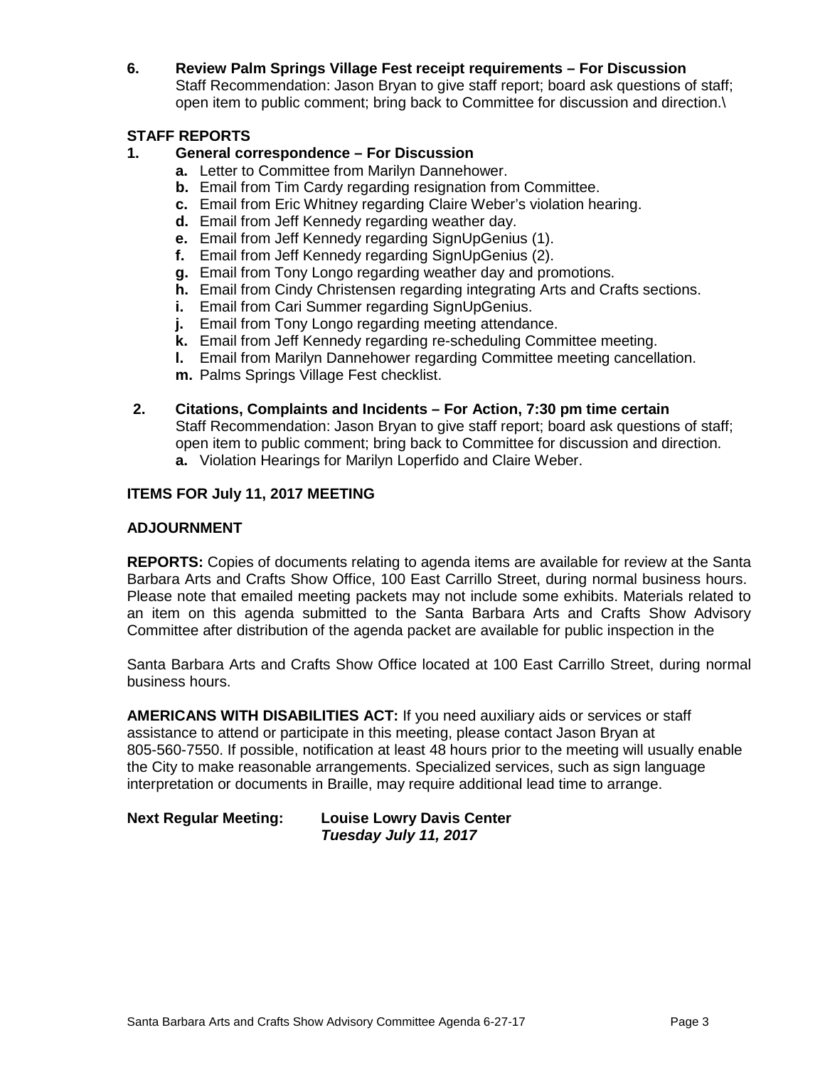**6. Review Palm Springs Village Fest receipt requirements – For Discussion**
Staff Recommendation: Jason Bryan to give staff report; board ask questions of staff; open item to public comment; bring back to Committee for discussion and direction.\

## STAFF REPORTS

**1. General correspondence – For Discussion**

- **a.** Letter to Committee from Marilyn Dannehower.
- **b.** Email from Tim Cardy regarding resignation from Committee.
- **c.** Email from Eric Whitney regarding Claire Weber's violation hearing.
- **d.** Email from Jeff Kennedy regarding weather day.
- **e.** Email from Jeff Kennedy regarding SignUpGenius (1).
- **f.** Email from Jeff Kennedy regarding SignUpGenius (2).
- **g.** Email from Tony Longo regarding weather day and promotions.
- **h.** Email from Cindy Christensen regarding integrating Arts and Crafts sections.
- **i.** Email from Cari Summer regarding SignUpGenius.
- **j.** Email from Tony Longo regarding meeting attendance.
- **k.** Email from Jeff Kennedy regarding re-scheduling Committee meeting.
- **l.** Email from Marilyn Dannehower regarding Committee meeting cancellation.
- **m.** Palms Springs Village Fest checklist.

**2. Citations, Complaints and Incidents – For Action, 7:30 pm time certain**
Staff Recommendation: Jason Bryan to give staff report; board ask questions of staff; open item to public comment; bring back to Committee for discussion and direction.

- **a.** Violation Hearings for Marilyn Loperfido and Claire Weber.

## ITEMS FOR July 11, 2017 MEETING

## ADJOURNMENT

**REPORTS:** Copies of documents relating to agenda items are available for review at the Santa Barbara Arts and Crafts Show Office, 100 East Carrillo Street, during normal business hours. Please note that emailed meeting packets may not include some exhibits. Materials related to an item on this agenda submitted to the Santa Barbara Arts and Crafts Show Advisory Committee after distribution of the agenda packet are available for public inspection in the

Santa Barbara Arts and Crafts Show Office located at 100 East Carrillo Street, during normal business hours.

**AMERICANS WITH DISABILITIES ACT:** If you need auxiliary aids or services or staff assistance to attend or participate in this meeting, please contact Jason Bryan at 805-560-7550. If possible, notification at least 48 hours prior to the meeting will usually enable the City to make reasonable arrangements. Specialized services, such as sign language interpretation or documents in Braille, may require additional lead time to arrange.

**Next Regular Meeting:** **Louise Lowry Davis Center**
***Tuesday July 11, 2017***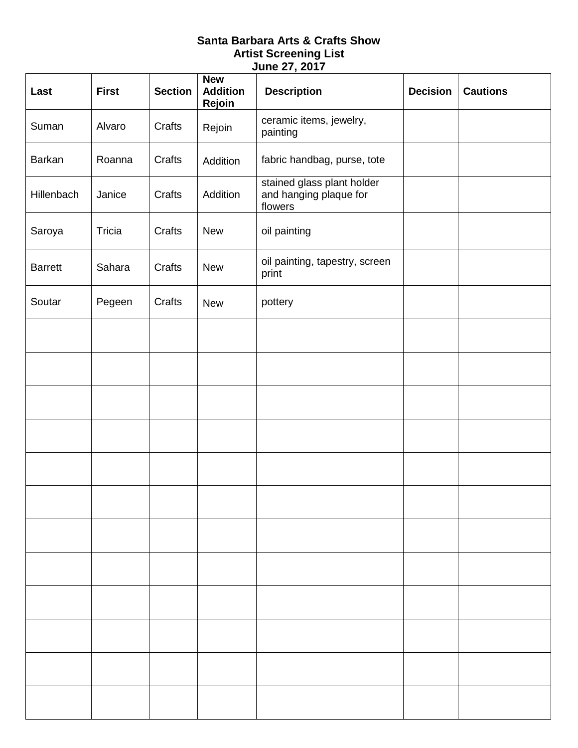**Santa Barbara Arts & Crafts Show**
**Artist Screening List**
**June 27, 2017**

| Last | First | Section | New Addition Rejoin | Description | Decision | Cautions |
|---|---|---|---|---|---|---|
| Suman | Alvaro | Crafts | Rejoin | ceramic items, jewelry, painting | | |
| Barkan | Roanna | Crafts | Addition | fabric handbag, purse, tote | | |
| Hillenbach | Janice | Crafts | Addition | stained glass plant holder and hanging plaque for flowers | | |
| Saroya | Tricia | Crafts | New | oil painting | | |
| Barrett | Sahara | Crafts | New | oil painting, tapestry, screen print | | |
| Soutar | Pegeen | Crafts | New | pottery | | |
| | | | | | | |
| | | | | | | |
| | | | | | | |
| | | | | | | |
| | | | | | | |
| | | | | | | |
| | | | | | | |
| | | | | | | |
| | | | | | | |
| | | | | | | |
| | | | | | | |
| | | | | | | |